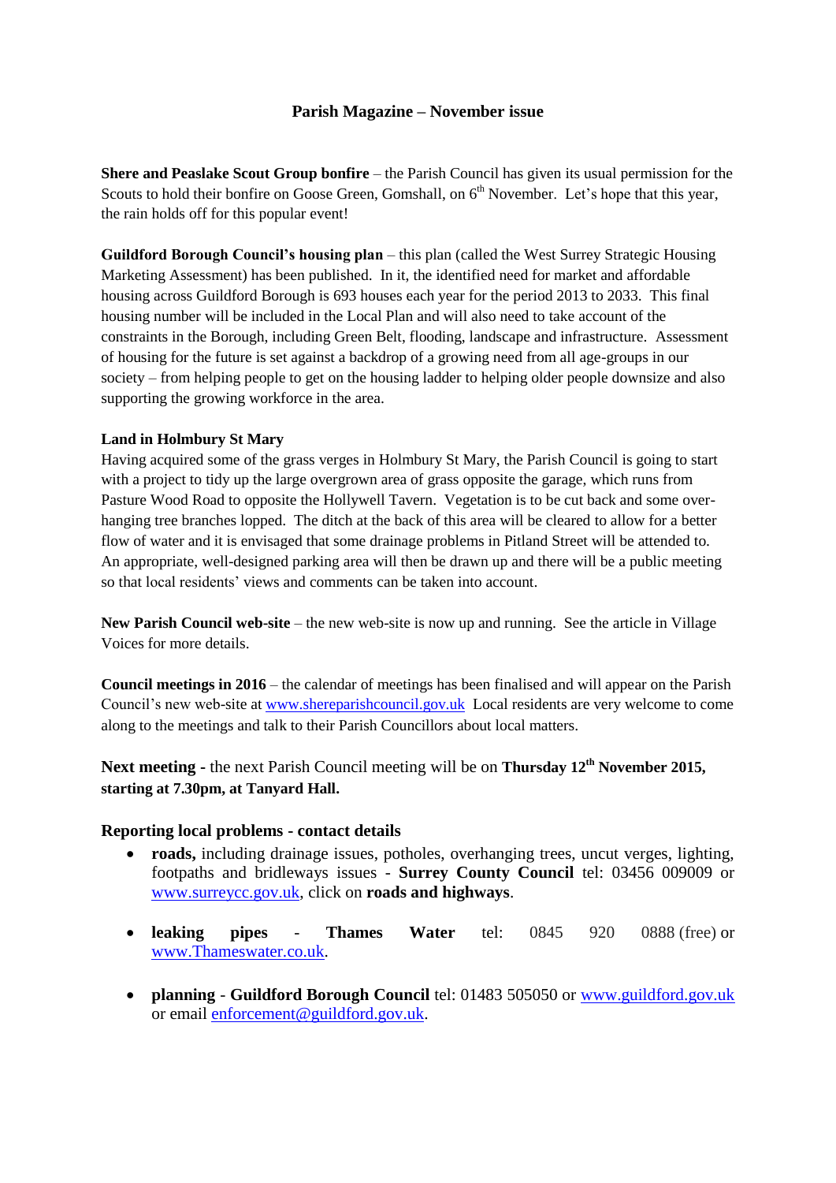# Parish Magazine – November issue

**Shere and Peaslake Scout Group bonfire** – the Parish Council has given its usual permission for the Scouts to hold their bonfire on Goose Green, Gomshall, on 6th November. Let's hope that this year, the rain holds off for this popular event!

**Guildford Borough Council's housing plan** – this plan (called the West Surrey Strategic Housing Marketing Assessment) has been published. In it, the identified need for market and affordable housing across Guildford Borough is 693 houses each year for the period 2013 to 2033. This final housing number will be included in the Local Plan and will also need to take account of the constraints in the Borough, including Green Belt, flooding, landscape and infrastructure. Assessment of housing for the future is set against a backdrop of a growing need from all age-groups in our society – from helping people to get on the housing ladder to helping older people downsize and also supporting the growing workforce in the area.

**Land in Holmbury St Mary**

Having acquired some of the grass verges in Holmbury St Mary, the Parish Council is going to start with a project to tidy up the large overgrown area of grass opposite the garage, which runs from Pasture Wood Road to opposite the Hollywell Tavern. Vegetation is to be cut back and some over-hanging tree branches lopped. The ditch at the back of this area will be cleared to allow for a better flow of water and it is envisaged that some drainage problems in Pitland Street will be attended to. An appropriate, well-designed parking area will then be drawn up and there will be a public meeting so that local residents' views and comments can be taken into account.

**New Parish Council web-site** – the new web-site is now up and running. See the article in Village Voices for more details.

**Council meetings in 2016** – the calendar of meetings has been finalised and will appear on the Parish Council's new web-site at www.shereparishcouncil.gov.uk Local residents are very welcome to come along to the meetings and talk to their Parish Councillors about local matters.

**Next meeting -** the next Parish Council meeting will be on **Thursday 12th November 2015, starting at 7.30pm, at Tanyard Hall.**

**Reporting local problems - contact details**

- **roads,** including drainage issues, potholes, overhanging trees, uncut verges, lighting, footpaths and bridleways issues - **Surrey County Council** tel: 03456 009009 or www.surreycc.gov.uk, click on **roads and highways**.
- **leaking pipes** - **Thames Water** tel: 0845 920 0888 (free) or www.Thameswater.co.uk.
- **planning** - **Guildford Borough Council** tel: 01483 505050 or www.guildford.gov.uk or email enforcement@guildford.gov.uk.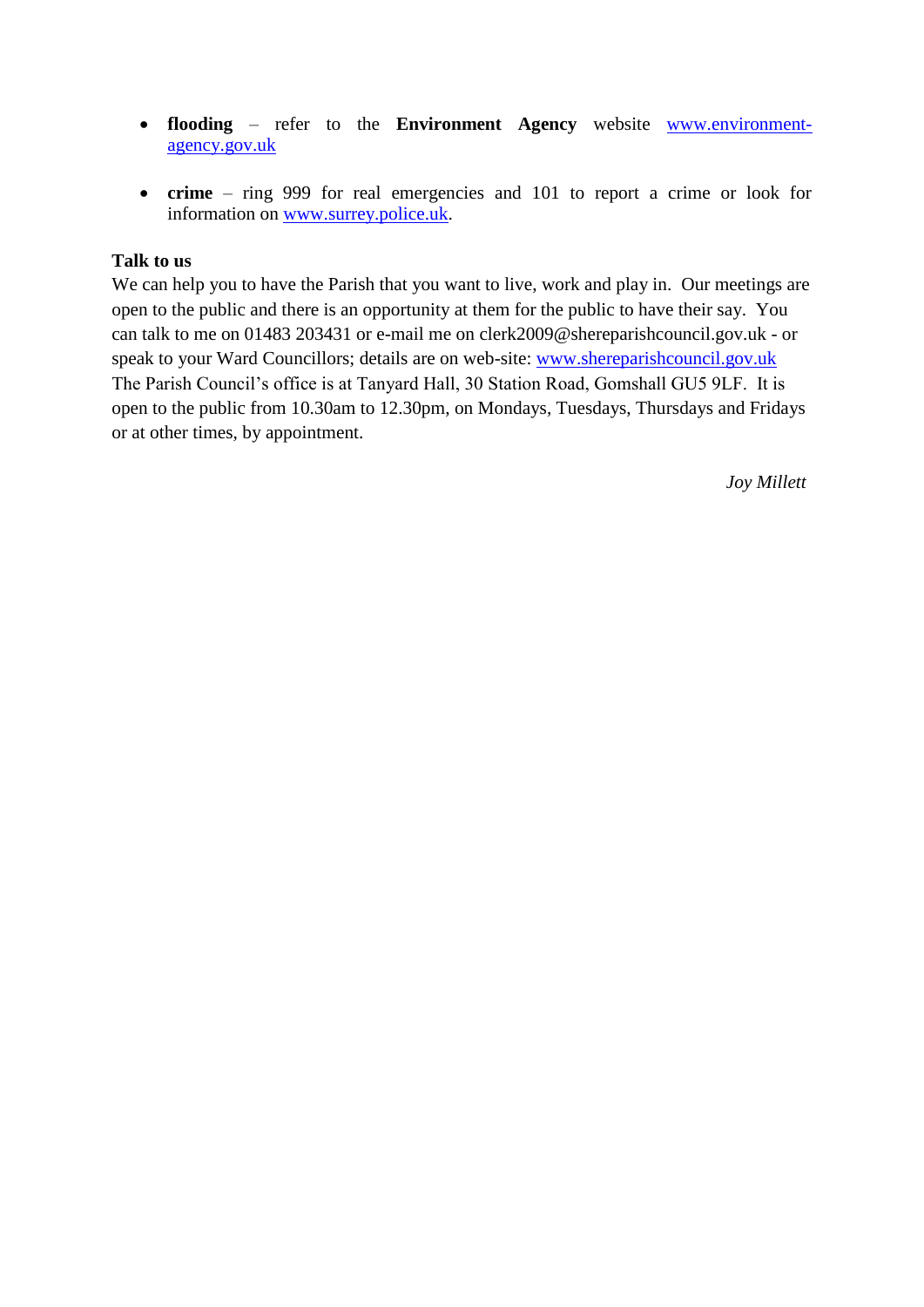- **flooding** – refer to the **Environment Agency** website www.environment-agency.gov.uk

- **crime** – ring 999 for real emergencies and 101 to report a crime or look for information on www.surrey.police.uk.

**Talk to us**

We can help you to have the Parish that you want to live, work and play in. Our meetings are open to the public and there is an opportunity at them for the public to have their say. You can talk to me on 01483 203431 or e-mail me on clerk2009@shereparishcouncil.gov.uk - or speak to your Ward Councillors; details are on web-site: www.shereparishcouncil.gov.uk
The Parish Council's office is at Tanyard Hall, 30 Station Road, Gomshall GU5 9LF. It is open to the public from 10.30am to 12.30pm, on Mondays, Tuesdays, Thursdays and Fridays or at other times, by appointment.

*Joy Millett*